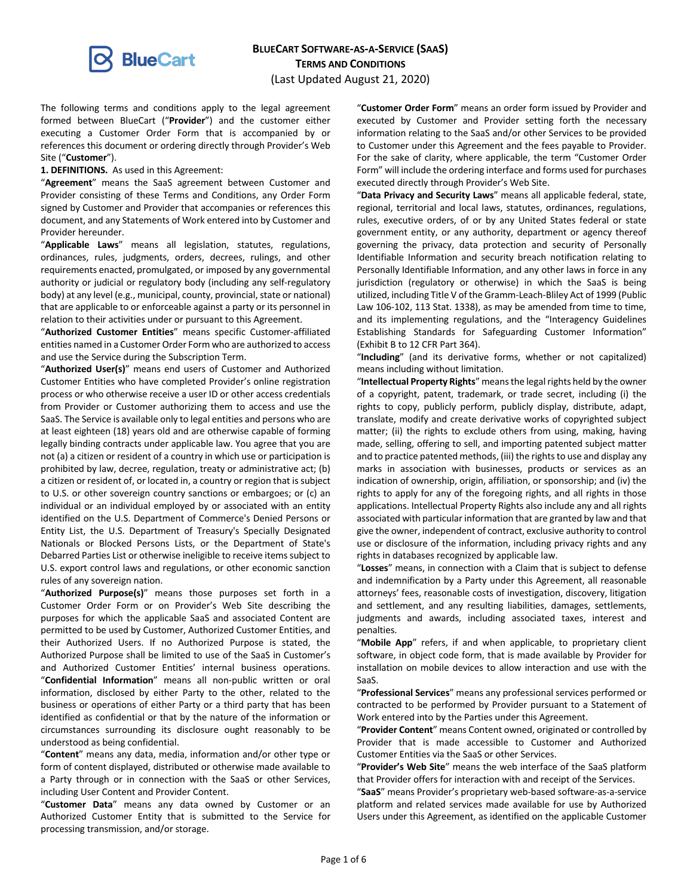# BLUECART SOFTWARE-AS-A-SERVICE (SAAS) TERMS AND CONDITIONS

(Last Updated August 21, 2020)

The following terms and conditions apply to the legal agreement formed between BlueCart ("**Provider**") and the customer either executing a Customer Order Form that is accompanied by or references this document or ordering directly through Provider's Web Site ("**Customer**").

**1. DEFINITIONS.** As used in this Agreement:

"**Agreement**" means the SaaS agreement between Customer and Provider consisting of these Terms and Conditions, any Order Form signed by Customer and Provider that accompanies or references this document, and any Statements of Work entered into by Customer and Provider hereunder.

"**Applicable Laws**" means all legislation, statutes, regulations, ordinances, rules, judgments, orders, decrees, rulings, and other requirements enacted, promulgated, or imposed by any governmental authority or judicial or regulatory body (including any self-regulatory body) at any level (e.g., municipal, county, provincial, state or national) that are applicable to or enforceable against a party or its personnel in relation to their activities under or pursuant to this Agreement.

"**Authorized Customer Entities**" means specific Customer-affiliated entities named in a Customer Order Form who are authorized to access and use the Service during the Subscription Term.

"**Authorized User(s)**" means end users of Customer and Authorized Customer Entities who have completed Provider's online registration process or who otherwise receive a user ID or other access credentials from Provider or Customer authorizing them to access and use the SaaS. The Service is available only to legal entities and persons who are at least eighteen (18) years old and are otherwise capable of forming legally binding contracts under applicable law. You agree that you are not (a) a citizen or resident of a country in which use or participation is prohibited by law, decree, regulation, treaty or administrative act; (b) a citizen or resident of, or located in, a country or region that is subject to U.S. or other sovereign country sanctions or embargoes; or (c) an individual or an individual employed by or associated with an entity identified on the U.S. Department of Commerce's Denied Persons or Entity List, the U.S. Department of Treasury's Specially Designated Nationals or Blocked Persons Lists, or the Department of State's Debarred Parties List or otherwise ineligible to receive items subject to U.S. export control laws and regulations, or other economic sanction rules of any sovereign nation.

"**Authorized Purpose(s)**" means those purposes set forth in a Customer Order Form or on Provider's Web Site describing the purposes for which the applicable SaaS and associated Content are permitted to be used by Customer, Authorized Customer Entities, and their Authorized Users. If no Authorized Purpose is stated, the Authorized Purpose shall be limited to use of the SaaS in Customer's and Authorized Customer Entities' internal business operations.

"**Confidential Information**" means all non-public written or oral information, disclosed by either Party to the other, related to the business or operations of either Party or a third party that has been identified as confidential or that by the nature of the information or circumstances surrounding its disclosure ought reasonably to be understood as being confidential.

"**Content**" means any data, media, information and/or other type or form of content displayed, distributed or otherwise made available to a Party through or in connection with the SaaS or other Services, including User Content and Provider Content.

"**Customer Data**" means any data owned by Customer or an Authorized Customer Entity that is submitted to the Service for processing transmission, and/or storage.

"**Customer Order Form**" means an order form issued by Provider and executed by Customer and Provider setting forth the necessary information relating to the SaaS and/or other Services to be provided to Customer under this Agreement and the fees payable to Provider. For the sake of clarity, where applicable, the term "Customer Order Form" will include the ordering interface and forms used for purchases executed directly through Provider's Web Site.

"**Data Privacy and Security Laws**" means all applicable federal, state, regional, territorial and local laws, statutes, ordinances, regulations, rules, executive orders, of or by any United States federal or state government entity, or any authority, department or agency thereof governing the privacy, data protection and security of Personally Identifiable Information and security breach notification relating to Personally Identifiable Information, and any other laws in force in any jurisdiction (regulatory or otherwise) in which the SaaS is being utilized, including Title V of the Gramm-Leach-Bliley Act of 1999 (Public Law 106-102, 113 Stat. 1338), as may be amended from time to time, and its implementing regulations, and the "Interagency Guidelines Establishing Standards for Safeguarding Customer Information" (Exhibit B to 12 CFR Part 364).

"**Including**" (and its derivative forms, whether or not capitalized) means including without limitation.

"**Intellectual Property Rights**" means the legal rights held by the owner of a copyright, patent, trademark, or trade secret, including (i) the rights to copy, publicly perform, publicly display, distribute, adapt, translate, modify and create derivative works of copyrighted subject matter; (ii) the rights to exclude others from using, making, having made, selling, offering to sell, and importing patented subject matter and to practice patented methods, (iii) the rights to use and display any marks in association with businesses, products or services as an indication of ownership, origin, affiliation, or sponsorship; and (iv) the rights to apply for any of the foregoing rights, and all rights in those applications. Intellectual Property Rights also include any and all rights associated with particular information that are granted by law and that give the owner, independent of contract, exclusive authority to control use or disclosure of the information, including privacy rights and any rights in databases recognized by applicable law.

"**Losses**" means, in connection with a Claim that is subject to defense and indemnification by a Party under this Agreement, all reasonable attorneys' fees, reasonable costs of investigation, discovery, litigation and settlement, and any resulting liabilities, damages, settlements, judgments and awards, including associated taxes, interest and penalties.

"**Mobile App**" refers, if and when applicable, to proprietary client software, in object code form, that is made available by Provider for installation on mobile devices to allow interaction and use with the SaaS.

"**Professional Services**" means any professional services performed or contracted to be performed by Provider pursuant to a Statement of Work entered into by the Parties under this Agreement.

"**Provider Content**" means Content owned, originated or controlled by Provider that is made accessible to Customer and Authorized Customer Entities via the SaaS or other Services.

"**Provider's Web Site**" means the web interface of the SaaS platform that Provider offers for interaction with and receipt of the Services.

"**SaaS**" means Provider's proprietary web-based software-as-a-service platform and related services made available for use by Authorized Users under this Agreement, as identified on the applicable Customer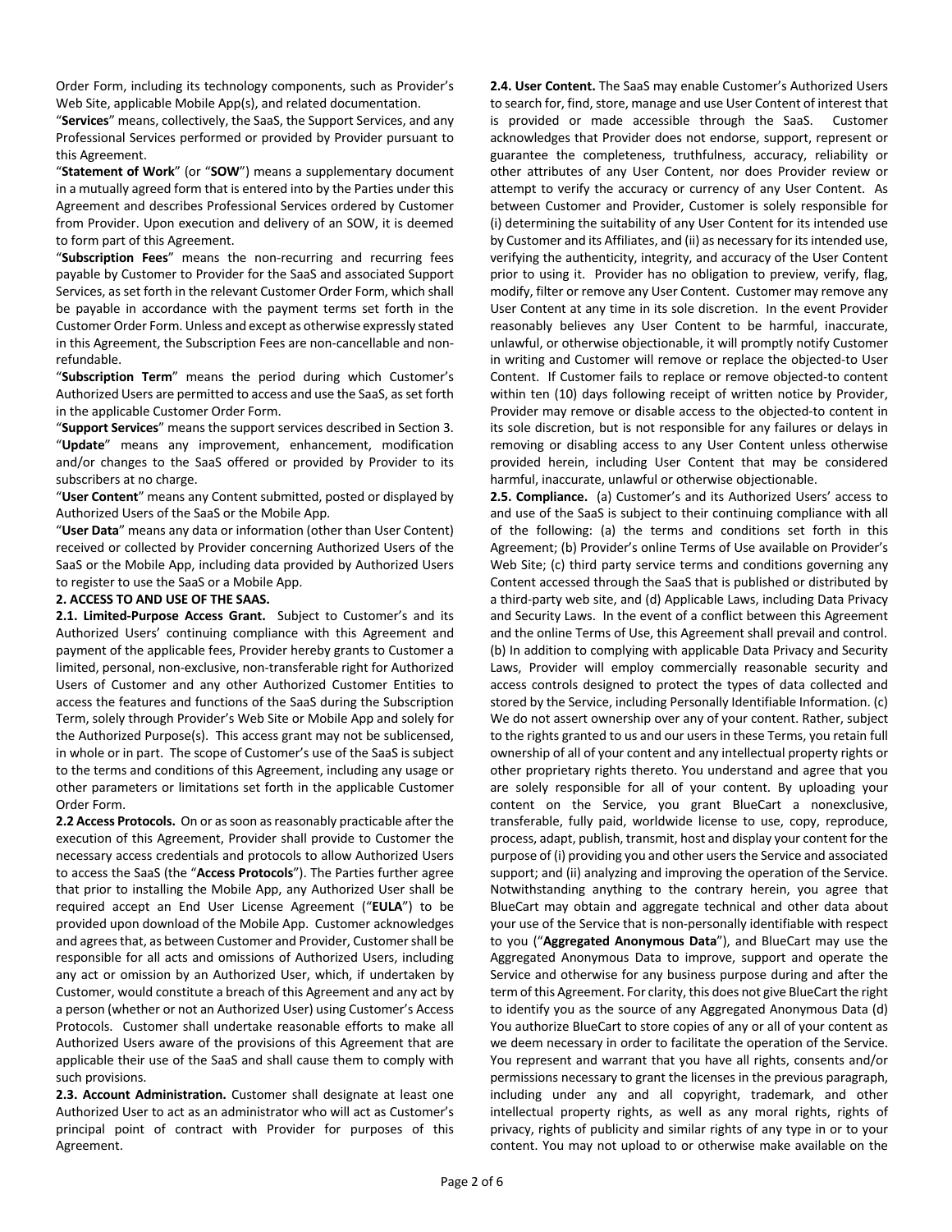Order Form, including its technology components, such as Provider's Web Site, applicable Mobile App(s), and related documentation.

"**Services**" means, collectively, the SaaS, the Support Services, and any Professional Services performed or provided by Provider pursuant to this Agreement.

"**Statement of Work**" (or "**SOW**") means a supplementary document in a mutually agreed form that is entered into by the Parties under this Agreement and describes Professional Services ordered by Customer from Provider. Upon execution and delivery of an SOW, it is deemed to form part of this Agreement.

"**Subscription Fees**" means the non-recurring and recurring fees payable by Customer to Provider for the SaaS and associated Support Services, as set forth in the relevant Customer Order Form, which shall be payable in accordance with the payment terms set forth in the Customer Order Form. Unless and except as otherwise expressly stated in this Agreement, the Subscription Fees are non-cancellable and non-refundable.

"**Subscription Term**" means the period during which Customer's Authorized Users are permitted to access and use the SaaS, as set forth in the applicable Customer Order Form.

"**Support Services**" means the support services described in Section 3.

"**Update**" means any improvement, enhancement, modification and/or changes to the SaaS offered or provided by Provider to its subscribers at no charge.

"**User Content**" means any Content submitted, posted or displayed by Authorized Users of the SaaS or the Mobile App.

"**User Data**" means any data or information (other than User Content) received or collected by Provider concerning Authorized Users of the SaaS or the Mobile App, including data provided by Authorized Users to register to use the SaaS or a Mobile App.

**2. ACCESS TO AND USE OF THE SAAS.**

**2.1. Limited-Purpose Access Grant.** Subject to Customer's and its Authorized Users' continuing compliance with this Agreement and payment of the applicable fees, Provider hereby grants to Customer a limited, personal, non-exclusive, non-transferable right for Authorized Users of Customer and any other Authorized Customer Entities to access the features and functions of the SaaS during the Subscription Term, solely through Provider's Web Site or Mobile App and solely for the Authorized Purpose(s). This access grant may not be sublicensed, in whole or in part. The scope of Customer's use of the SaaS is subject to the terms and conditions of this Agreement, including any usage or other parameters or limitations set forth in the applicable Customer Order Form.

**2.2 Access Protocols.** On or as soon as reasonably practicable after the execution of this Agreement, Provider shall provide to Customer the necessary access credentials and protocols to allow Authorized Users to access the SaaS (the "**Access Protocols**"). The Parties further agree that prior to installing the Mobile App, any Authorized User shall be required accept an End User License Agreement ("**EULA**") to be provided upon download of the Mobile App. Customer acknowledges and agrees that, as between Customer and Provider, Customer shall be responsible for all acts and omissions of Authorized Users, including any act or omission by an Authorized User, which, if undertaken by Customer, would constitute a breach of this Agreement and any act by a person (whether or not an Authorized User) using Customer's Access Protocols. Customer shall undertake reasonable efforts to make all Authorized Users aware of the provisions of this Agreement that are applicable their use of the SaaS and shall cause them to comply with such provisions.

**2.3. Account Administration.** Customer shall designate at least one Authorized User to act as an administrator who will act as Customer's principal point of contract with Provider for purposes of this Agreement.

**2.4. User Content.** The SaaS may enable Customer's Authorized Users to search for, find, store, manage and use User Content of interest that is provided or made accessible through the SaaS. Customer acknowledges that Provider does not endorse, support, represent or guarantee the completeness, truthfulness, accuracy, reliability or other attributes of any User Content, nor does Provider review or attempt to verify the accuracy or currency of any User Content. As between Customer and Provider, Customer is solely responsible for (i) determining the suitability of any User Content for its intended use by Customer and its Affiliates, and (ii) as necessary for its intended use, verifying the authenticity, integrity, and accuracy of the User Content prior to using it. Provider has no obligation to preview, verify, flag, modify, filter or remove any User Content. Customer may remove any User Content at any time in its sole discretion. In the event Provider reasonably believes any User Content to be harmful, inaccurate, unlawful, or otherwise objectionable, it will promptly notify Customer in writing and Customer will remove or replace the objected-to User Content. If Customer fails to replace or remove objected-to content within ten (10) days following receipt of written notice by Provider, Provider may remove or disable access to the objected-to content in its sole discretion, but is not responsible for any failures or delays in removing or disabling access to any User Content unless otherwise provided herein, including User Content that may be considered harmful, inaccurate, unlawful or otherwise objectionable.

**2.5. Compliance.** (a) Customer's and its Authorized Users' access to and use of the SaaS is subject to their continuing compliance with all of the following: (a) the terms and conditions set forth in this Agreement; (b) Provider's online Terms of Use available on Provider's Web Site; (c) third party service terms and conditions governing any Content accessed through the SaaS that is published or distributed by a third-party web site, and (d) Applicable Laws, including Data Privacy and Security Laws. In the event of a conflict between this Agreement and the online Terms of Use, this Agreement shall prevail and control. (b) In addition to complying with applicable Data Privacy and Security Laws, Provider will employ commercially reasonable security and access controls designed to protect the types of data collected and stored by the Service, including Personally Identifiable Information. (c) We do not assert ownership over any of your content. Rather, subject to the rights granted to us and our users in these Terms, you retain full ownership of all of your content and any intellectual property rights or other proprietary rights thereto. You understand and agree that you are solely responsible for all of your content. By uploading your content on the Service, you grant BlueCart a nonexclusive, transferable, fully paid, worldwide license to use, copy, reproduce, process, adapt, publish, transmit, host and display your content for the purpose of (i) providing you and other users the Service and associated support; and (ii) analyzing and improving the operation of the Service. Notwithstanding anything to the contrary herein, you agree that BlueCart may obtain and aggregate technical and other data about your use of the Service that is non-personally identifiable with respect to you ("**Aggregated Anonymous Data**"), and BlueCart may use the Aggregated Anonymous Data to improve, support and operate the Service and otherwise for any business purpose during and after the term of this Agreement. For clarity, this does not give BlueCart the right to identify you as the source of any Aggregated Anonymous Data (d) You authorize BlueCart to store copies of any or all of your content as we deem necessary in order to facilitate the operation of the Service. You represent and warrant that you have all rights, consents and/or permissions necessary to grant the licenses in the previous paragraph, including under any and all copyright, trademark, and other intellectual property rights, as well as any moral rights, rights of privacy, rights of publicity and similar rights of any type in or to your content. You may not upload to or otherwise make available on the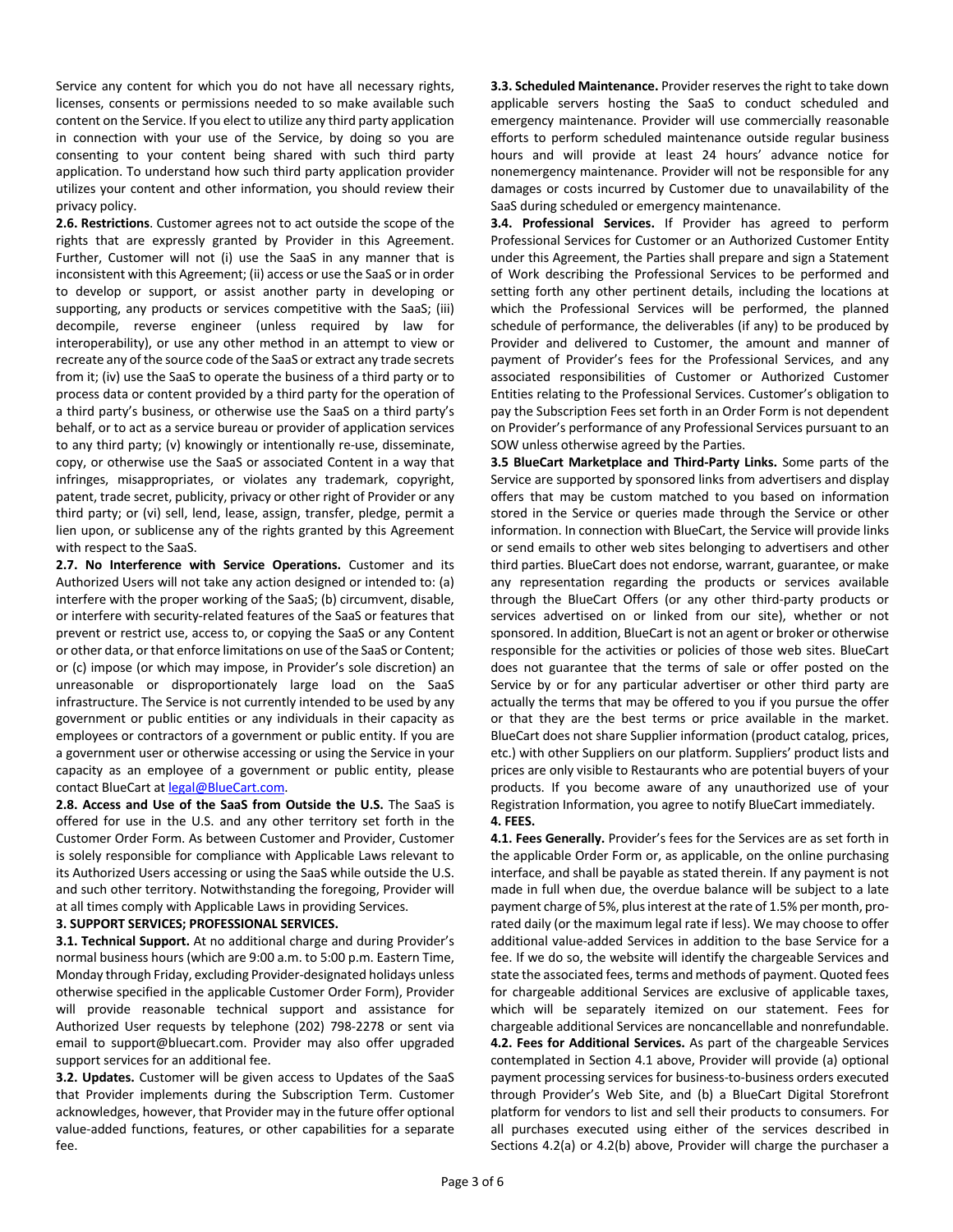Service any content for which you do not have all necessary rights, licenses, consents or permissions needed to so make available such content on the Service. If you elect to utilize any third party application in connection with your use of the Service, by doing so you are consenting to your content being shared with such third party application. To understand how such third party application provider utilizes your content and other information, you should review their privacy policy.

**2.6. Restrictions**. Customer agrees not to act outside the scope of the rights that are expressly granted by Provider in this Agreement. Further, Customer will not (i) use the SaaS in any manner that is inconsistent with this Agreement; (ii) access or use the SaaS or in order to develop or support, or assist another party in developing or supporting, any products or services competitive with the SaaS; (iii) decompile, reverse engineer (unless required by law for interoperability), or use any other method in an attempt to view or recreate any of the source code of the SaaS or extract any trade secrets from it; (iv) use the SaaS to operate the business of a third party or to process data or content provided by a third party for the operation of a third party's business, or otherwise use the SaaS on a third party's behalf, or to act as a service bureau or provider of application services to any third party; (v) knowingly or intentionally re-use, disseminate, copy, or otherwise use the SaaS or associated Content in a way that infringes, misappropriates, or violates any trademark, copyright, patent, trade secret, publicity, privacy or other right of Provider or any third party; or (vi) sell, lend, lease, assign, transfer, pledge, permit a lien upon, or sublicense any of the rights granted by this Agreement with respect to the SaaS.

**2.7. No Interference with Service Operations.** Customer and its Authorized Users will not take any action designed or intended to: (a) interfere with the proper working of the SaaS; (b) circumvent, disable, or interfere with security-related features of the SaaS or features that prevent or restrict use, access to, or copying the SaaS or any Content or other data, or that enforce limitations on use of the SaaS or Content; or (c) impose (or which may impose, in Provider's sole discretion) an unreasonable or disproportionately large load on the SaaS infrastructure. The Service is not currently intended to be used by any government or public entities or any individuals in their capacity as employees or contractors of a government or public entity. If you are a government user or otherwise accessing or using the Service in your capacity as an employee of a government or public entity, please contact BlueCart at legal@BlueCart.com.

**2.8. Access and Use of the SaaS from Outside the U.S.** The SaaS is offered for use in the U.S. and any other territory set forth in the Customer Order Form. As between Customer and Provider, Customer is solely responsible for compliance with Applicable Laws relevant to its Authorized Users accessing or using the SaaS while outside the U.S. and such other territory. Notwithstanding the foregoing, Provider will at all times comply with Applicable Laws in providing Services.

**3. SUPPORT SERVICES; PROFESSIONAL SERVICES.**

**3.1. Technical Support.** At no additional charge and during Provider's normal business hours (which are 9:00 a.m. to 5:00 p.m. Eastern Time, Monday through Friday, excluding Provider-designated holidays unless otherwise specified in the applicable Customer Order Form), Provider will provide reasonable technical support and assistance for Authorized User requests by telephone (202) 798-2278 or sent via email to support@bluecart.com. Provider may also offer upgraded support services for an additional fee.

**3.2. Updates.** Customer will be given access to Updates of the SaaS that Provider implements during the Subscription Term. Customer acknowledges, however, that Provider may in the future offer optional value-added functions, features, or other capabilities for a separate fee.

**3.3. Scheduled Maintenance.** Provider reserves the right to take down applicable servers hosting the SaaS to conduct scheduled and emergency maintenance. Provider will use commercially reasonable efforts to perform scheduled maintenance outside regular business hours and will provide at least 24 hours' advance notice for nonemergency maintenance. Provider will not be responsible for any damages or costs incurred by Customer due to unavailability of the SaaS during scheduled or emergency maintenance.

**3.4. Professional Services.** If Provider has agreed to perform Professional Services for Customer or an Authorized Customer Entity under this Agreement, the Parties shall prepare and sign a Statement of Work describing the Professional Services to be performed and setting forth any other pertinent details, including the locations at which the Professional Services will be performed, the planned schedule of performance, the deliverables (if any) to be produced by Provider and delivered to Customer, the amount and manner of payment of Provider's fees for the Professional Services, and any associated responsibilities of Customer or Authorized Customer Entities relating to the Professional Services. Customer's obligation to pay the Subscription Fees set forth in an Order Form is not dependent on Provider's performance of any Professional Services pursuant to an SOW unless otherwise agreed by the Parties.

**3.5 BlueCart Marketplace and Third-Party Links.** Some parts of the Service are supported by sponsored links from advertisers and display offers that may be custom matched to you based on information stored in the Service or queries made through the Service or other information. In connection with BlueCart, the Service will provide links or send emails to other web sites belonging to advertisers and other third parties. BlueCart does not endorse, warrant, guarantee, or make any representation regarding the products or services available through the BlueCart Offers (or any other third-party products or services advertised on or linked from our site), whether or not sponsored. In addition, BlueCart is not an agent or broker or otherwise responsible for the activities or policies of those web sites. BlueCart does not guarantee that the terms of sale or offer posted on the Service by or for any particular advertiser or other third party are actually the terms that may be offered to you if you pursue the offer or that they are the best terms or price available in the market. BlueCart does not share Supplier information (product catalog, prices, etc.) with other Suppliers on our platform. Suppliers' product lists and prices are only visible to Restaurants who are potential buyers of your products. If you become aware of any unauthorized use of your Registration Information, you agree to notify BlueCart immediately.

**4. FEES.**

**4.1. Fees Generally.** Provider's fees for the Services are as set forth in the applicable Order Form or, as applicable, on the online purchasing interface, and shall be payable as stated therein. If any payment is not made in full when due, the overdue balance will be subject to a late payment charge of 5%, plus interest at the rate of 1.5% per month, pro-rated daily (or the maximum legal rate if less). We may choose to offer additional value-added Services in addition to the base Service for a fee. If we do so, the website will identify the chargeable Services and state the associated fees, terms and methods of payment. Quoted fees for chargeable additional Services are exclusive of applicable taxes, which will be separately itemized on our statement. Fees for chargeable additional Services are noncancellable and nonrefundable.

**4.2. Fees for Additional Services.** As part of the chargeable Services contemplated in Section 4.1 above, Provider will provide (a) optional payment processing services for business-to-business orders executed through Provider's Web Site, and (b) a BlueCart Digital Storefront platform for vendors to list and sell their products to consumers. For all purchases executed using either of the services described in Sections 4.2(a) or 4.2(b) above, Provider will charge the purchaser a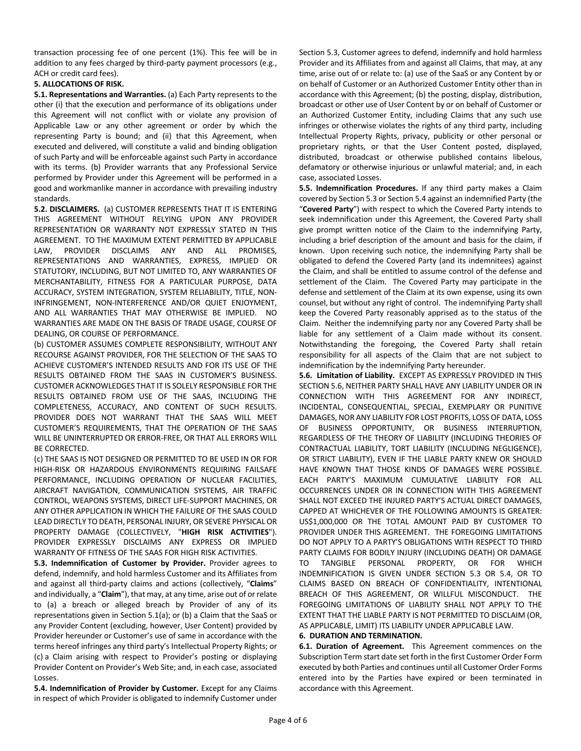transaction processing fee of one percent (1%). This fee will be in addition to any fees charged by third-party payment processors (e.g., ACH or credit card fees).

**5. ALLOCATIONS OF RISK.**

**5.1. Representations and Warranties.** (a) Each Party represents to the other (i) that the execution and performance of its obligations under this Agreement will not conflict with or violate any provision of Applicable Law or any other agreement or order by which the representing Party is bound; and (ii) that this Agreement, when executed and delivered, will constitute a valid and binding obligation of such Party and will be enforceable against such Party in accordance with its terms. (b) Provider warrants that any Professional Service performed by Provider under this Agreement will be performed in a good and workmanlike manner in accordance with prevailing industry standards.

**5.2. DISCLAIMERS.** (a) CUSTOMER REPRESENTS THAT IT IS ENTERING THIS AGREEMENT WITHOUT RELYING UPON ANY PROVIDER REPRESENTATION OR WARRANTY NOT EXPRESSLY STATED IN THIS AGREEMENT. TO THE MAXIMUM EXTENT PERMITTED BY APPLICABLE LAW, PROVIDER DISCLAIMS ANY AND ALL PROMISES, REPRESENTATIONS AND WARRANTIES, EXPRESS, IMPLIED OR STATUTORY, INCLUDING, BUT NOT LIMITED TO, ANY WARRANTIES OF MERCHANTABILITY, FITNESS FOR A PARTICULAR PURPOSE, DATA ACCURACY, SYSTEM INTEGRATION, SYSTEM RELIABILITY, TITLE, NON-INFRINGEMENT, NON-INTERFERENCE AND/OR QUIET ENJOYMENT, AND ALL WARRANTIES THAT MAY OTHERWISE BE IMPLIED. NO WARRANTIES ARE MADE ON THE BASIS OF TRADE USAGE, COURSE OF DEALING, OR COURSE OF PERFORMANCE.

(b) CUSTOMER ASSUMES COMPLETE RESPONSIBILITY, WITHOUT ANY RECOURSE AGAINST PROVIDER, FOR THE SELECTION OF THE SAAS TO ACHIEVE CUSTOMER'S INTENDED RESULTS AND FOR ITS USE OF THE RESULTS OBTAINED FROM THE SAAS IN CUSTOMER'S BUSINESS. CUSTOMER ACKNOWLEDGES THAT IT IS SOLELY RESPONSIBLE FOR THE RESULTS OBTAINED FROM USE OF THE SAAS, INCLUDING THE COMPLETENESS, ACCURACY, AND CONTENT OF SUCH RESULTS. PROVIDER DOES NOT WARRANT THAT THE SAAS WILL MEET CUSTOMER'S REQUIREMENTS, THAT THE OPERATION OF THE SAAS WILL BE UNINTERRUPTED OR ERROR-FREE, OR THAT ALL ERRORS WILL BE CORRECTED.

(c) THE SAAS IS NOT DESIGNED OR PERMITTED TO BE USED IN OR FOR HIGH-RISK OR HAZARDOUS ENVIRONMENTS REQUIRING FAILSAFE PERFORMANCE, INCLUDING OPERATION OF NUCLEAR FACILITIES, AIRCRAFT NAVIGATION, COMMUNICATION SYSTEMS, AIR TRAFFIC CONTROL, WEAPONS SYSTEMS, DIRECT LIFE-SUPPORT MACHINES, OR ANY OTHER APPLICATION IN WHICH THE FAILURE OF THE SAAS COULD LEAD DIRECTLY TO DEATH, PERSONAL INJURY, OR SEVERE PHYSICAL OR PROPERTY DAMAGE (COLLECTIVELY, "**HIGH RISK ACTIVITIES**"). PROVIDER EXPRESSLY DISCLAIMS ANY EXPRESS OR IMPLIED WARRANTY OF FITNESS OF THE SAAS FOR HIGH RISK ACTIVITIES.

**5.3. Indemnification of Customer by Provider.** Provider agrees to defend, indemnify, and hold harmless Customer and its Affiliates from and against all third-party claims and actions (collectively, "**Claims**" and individually, a "**Claim**"), that may, at any time, arise out of or relate to (a) a breach or alleged breach by Provider of any of its representations given in Section 5.1(a); or (b) a Claim that the SaaS or any Provider Content (excluding, however, User Content) provided by Provider hereunder or Customer's use of same in accordance with the terms hereof infringes any third party's Intellectual Property Rights; or (c) a Claim arising with respect to Provider's posting or displaying Provider Content on Provider's Web Site; and, in each case, associated Losses.

**5.4. Indemnification of Provider by Customer.** Except for any Claims in respect of which Provider is obligated to indemnify Customer under Section 5.3, Customer agrees to defend, indemnify and hold harmless Provider and its Affiliates from and against all Claims, that may, at any time, arise out of or relate to: (a) use of the SaaS or any Content by or on behalf of Customer or an Authorized Customer Entity other than in accordance with this Agreement; (b) the posting, display, distribution, broadcast or other use of User Content by or on behalf of Customer or an Authorized Customer Entity, including Claims that any such use infringes or otherwise violates the rights of any third party, including Intellectual Property Rights, privacy, publicity or other personal or proprietary rights, or that the User Content posted, displayed, distributed, broadcast or otherwise published contains libelous, defamatory or otherwise injurious or unlawful material; and, in each case, associated Losses.

**5.5. Indemnification Procedures.** If any third party makes a Claim covered by Section 5.3 or Section 5.4 against an indemnified Party (the "**Covered Party**") with respect to which the Covered Party intends to seek indemnification under this Agreement, the Covered Party shall give prompt written notice of the Claim to the indemnifying Party, including a brief description of the amount and basis for the claim, if known. Upon receiving such notice, the indemnifying Party shall be obligated to defend the Covered Party (and its indemnitees) against the Claim, and shall be entitled to assume control of the defense and settlement of the Claim. The Covered Party may participate in the defense and settlement of the Claim at its own expense, using its own counsel, but without any right of control. The indemnifying Party shall keep the Covered Party reasonably apprised as to the status of the Claim. Neither the indemnifying party nor any Covered Party shall be liable for any settlement of a Claim made without its consent. Notwithstanding the foregoing, the Covered Party shall retain responsibility for all aspects of the Claim that are not subject to indemnification by the indemnifying Party hereunder.

**5.6. Limitation of Liability.** EXCEPT AS EXPRESSLY PROVIDED IN THIS SECTION 5.6, NEITHER PARTY SHALL HAVE ANY LIABILITY UNDER OR IN CONNECTION WITH THIS AGREEMENT FOR ANY INDIRECT, INCIDENTAL, CONSEQUENTIAL, SPECIAL, EXEMPLARY OR PUNITIVE DAMAGES, NOR ANY LIABILITY FOR LOST PROFITS, LOSS OF DATA, LOSS OF BUSINESS OPPORTUNITY, OR BUSINESS INTERRUPTION, REGARDLESS OF THE THEORY OF LIABILITY (INCLUDING THEORIES OF CONTRACTUAL LIABILITY, TORT LIABILITY (INCLUDING NEGLIGENCE), OR STRICT LIABILITY), EVEN IF THE LIABLE PARTY KNEW OR SHOULD HAVE KNOWN THAT THOSE KINDS OF DAMAGES WERE POSSIBLE. EACH PARTY'S MAXIMUM CUMULATIVE LIABILITY FOR ALL OCCURRENCES UNDER OR IN CONNECTION WITH THIS AGREEMENT SHALL NOT EXCEED THE INJURED PARTY'S ACTUAL DIRECT DAMAGES, CAPPED AT WHICHEVER OF THE FOLLOWING AMOUNTS IS GREATER: US$1,000,000 OR THE TOTAL AMOUNT PAID BY CUSTOMER TO PROVIDER UNDER THIS AGREEMENT. THE FOREGOING LIMITATIONS DO NOT APPLY TO A PARTY'S OBLIGATIONS WITH RESPECT TO THIRD PARTY CLAIMS FOR BODILY INJURY (INCLUDING DEATH) OR DAMAGE TO TANGIBLE PERSONAL PROPERTY, OR FOR WHICH INDEMNIFICATION IS GIVEN UNDER SECTION 5.3 OR 5.4, OR TO CLAIMS BASED ON BREACH OF CONFIDENTIALITY, INTENTIONAL BREACH OF THIS AGREEMENT, OR WILLFUL MISCONDUCT. THE FOREGOING LIMITATIONS OF LIABILITY SHALL NOT APPLY TO THE EXTENT THAT THE LIABLE PARTY IS NOT PERMITTED TO DISCLAIM (OR, AS APPLICABLE, LIMIT) ITS LIABILITY UNDER APPLICABLE LAW.

**6. DURATION AND TERMINATION.**

**6.1. Duration of Agreement.** This Agreement commences on the Subscription Term start date set forth in the first Customer Order Form executed by both Parties and continues until all Customer Order Forms entered into by the Parties have expired or been terminated in accordance with this Agreement.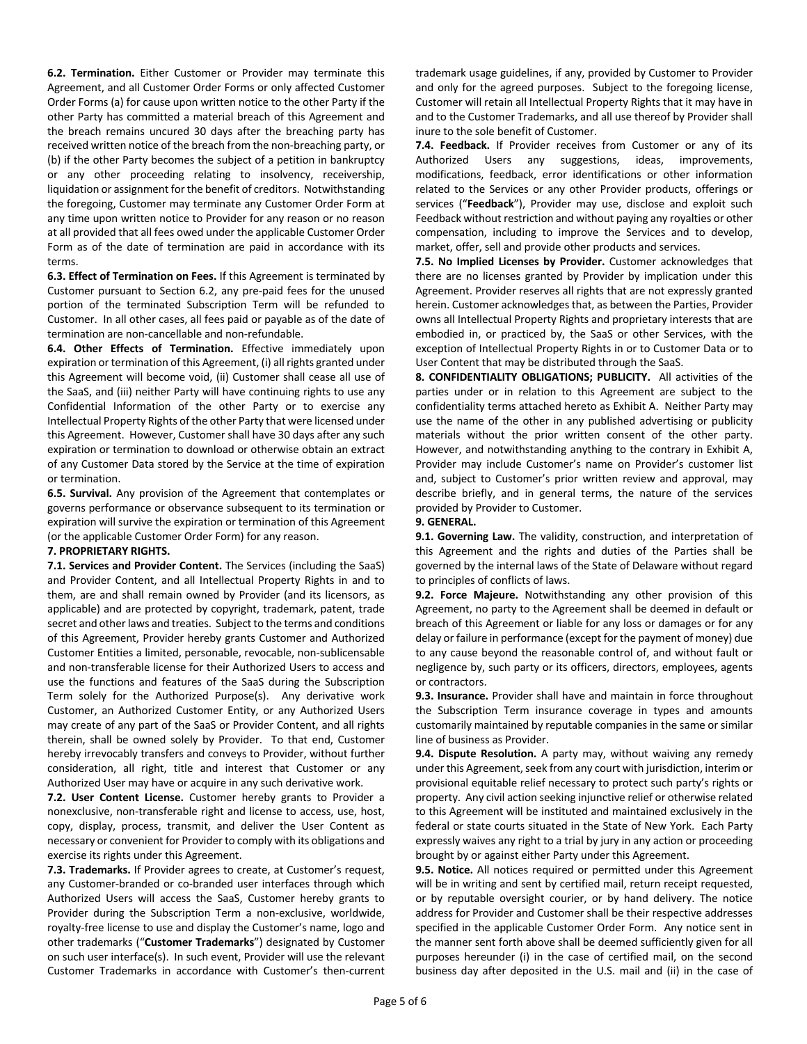**6.2. Termination.** Either Customer or Provider may terminate this Agreement, and all Customer Order Forms or only affected Customer Order Forms (a) for cause upon written notice to the other Party if the other Party has committed a material breach of this Agreement and the breach remains uncured 30 days after the breaching party has received written notice of the breach from the non-breaching party, or (b) if the other Party becomes the subject of a petition in bankruptcy or any other proceeding relating to insolvency, receivership, liquidation or assignment for the benefit of creditors. Notwithstanding the foregoing, Customer may terminate any Customer Order Form at any time upon written notice to Provider for any reason or no reason at all provided that all fees owed under the applicable Customer Order Form as of the date of termination are paid in accordance with its terms.

**6.3. Effect of Termination on Fees.** If this Agreement is terminated by Customer pursuant to Section 6.2, any pre-paid fees for the unused portion of the terminated Subscription Term will be refunded to Customer. In all other cases, all fees paid or payable as of the date of termination are non-cancellable and non-refundable.

**6.4. Other Effects of Termination.** Effective immediately upon expiration or termination of this Agreement, (i) all rights granted under this Agreement will become void, (ii) Customer shall cease all use of the SaaS, and (iii) neither Party will have continuing rights to use any Confidential Information of the other Party or to exercise any Intellectual Property Rights of the other Party that were licensed under this Agreement. However, Customer shall have 30 days after any such expiration or termination to download or otherwise obtain an extract of any Customer Data stored by the Service at the time of expiration or termination.

**6.5. Survival.** Any provision of the Agreement that contemplates or governs performance or observance subsequent to its termination or expiration will survive the expiration or termination of this Agreement (or the applicable Customer Order Form) for any reason.

**7. PROPRIETARY RIGHTS.**

**7.1. Services and Provider Content.** The Services (including the SaaS) and Provider Content, and all Intellectual Property Rights in and to them, are and shall remain owned by Provider (and its licensors, as applicable) and are protected by copyright, trademark, patent, trade secret and other laws and treaties. Subject to the terms and conditions of this Agreement, Provider hereby grants Customer and Authorized Customer Entities a limited, personable, revocable, non-sublicensable and non-transferable license for their Authorized Users to access and use the functions and features of the SaaS during the Subscription Term solely for the Authorized Purpose(s). Any derivative work Customer, an Authorized Customer Entity, or any Authorized Users may create of any part of the SaaS or Provider Content, and all rights therein, shall be owned solely by Provider. To that end, Customer hereby irrevocably transfers and conveys to Provider, without further consideration, all right, title and interest that Customer or any Authorized User may have or acquire in any such derivative work.

**7.2. User Content License.** Customer hereby grants to Provider a nonexclusive, non-transferable right and license to access, use, host, copy, display, process, transmit, and deliver the User Content as necessary or convenient for Provider to comply with its obligations and exercise its rights under this Agreement.

**7.3. Trademarks.** If Provider agrees to create, at Customer's request, any Customer-branded or co-branded user interfaces through which Authorized Users will access the SaaS, Customer hereby grants to Provider during the Subscription Term a non-exclusive, worldwide, royalty-free license to use and display the Customer's name, logo and other trademarks ("**Customer Trademarks**") designated by Customer on such user interface(s). In such event, Provider will use the relevant Customer Trademarks in accordance with Customer's then-current trademark usage guidelines, if any, provided by Customer to Provider and only for the agreed purposes. Subject to the foregoing license, Customer will retain all Intellectual Property Rights that it may have in and to the Customer Trademarks, and all use thereof by Provider shall inure to the sole benefit of Customer.

**7.4. Feedback.** If Provider receives from Customer or any of its Authorized Users any suggestions, ideas, improvements, modifications, feedback, error identifications or other information related to the Services or any other Provider products, offerings or services ("**Feedback**"), Provider may use, disclose and exploit such Feedback without restriction and without paying any royalties or other compensation, including to improve the Services and to develop, market, offer, sell and provide other products and services.

**7.5. No Implied Licenses by Provider.** Customer acknowledges that there are no licenses granted by Provider by implication under this Agreement. Provider reserves all rights that are not expressly granted herein. Customer acknowledges that, as between the Parties, Provider owns all Intellectual Property Rights and proprietary interests that are embodied in, or practiced by, the SaaS or other Services, with the exception of Intellectual Property Rights in or to Customer Data or to User Content that may be distributed through the SaaS.

**8. CONFIDENTIALITY OBLIGATIONS; PUBLICITY.** All activities of the parties under or in relation to this Agreement are subject to the confidentiality terms attached hereto as Exhibit A. Neither Party may use the name of the other in any published advertising or publicity materials without the prior written consent of the other party. However, and notwithstanding anything to the contrary in Exhibit A, Provider may include Customer's name on Provider's customer list and, subject to Customer's prior written review and approval, may describe briefly, and in general terms, the nature of the services provided by Provider to Customer.

**9. GENERAL.**

**9.1. Governing Law.** The validity, construction, and interpretation of this Agreement and the rights and duties of the Parties shall be governed by the internal laws of the State of Delaware without regard to principles of conflicts of laws.

**9.2. Force Majeure.** Notwithstanding any other provision of this Agreement, no party to the Agreement shall be deemed in default or breach of this Agreement or liable for any loss or damages or for any delay or failure in performance (except for the payment of money) due to any cause beyond the reasonable control of, and without fault or negligence by, such party or its officers, directors, employees, agents or contractors.

**9.3. Insurance.** Provider shall have and maintain in force throughout the Subscription Term insurance coverage in types and amounts customarily maintained by reputable companies in the same or similar line of business as Provider.

**9.4. Dispute Resolution.** A party may, without waiving any remedy under this Agreement, seek from any court with jurisdiction, interim or provisional equitable relief necessary to protect such party's rights or property. Any civil action seeking injunctive relief or otherwise related to this Agreement will be instituted and maintained exclusively in the federal or state courts situated in the State of New York. Each Party expressly waives any right to a trial by jury in any action or proceeding brought by or against either Party under this Agreement.

**9.5. Notice.** All notices required or permitted under this Agreement will be in writing and sent by certified mail, return receipt requested, or by reputable oversight courier, or by hand delivery. The notice address for Provider and Customer shall be their respective addresses specified in the applicable Customer Order Form. Any notice sent in the manner sent forth above shall be deemed sufficiently given for all purposes hereunder (i) in the case of certified mail, on the second business day after deposited in the U.S. mail and (ii) in the case of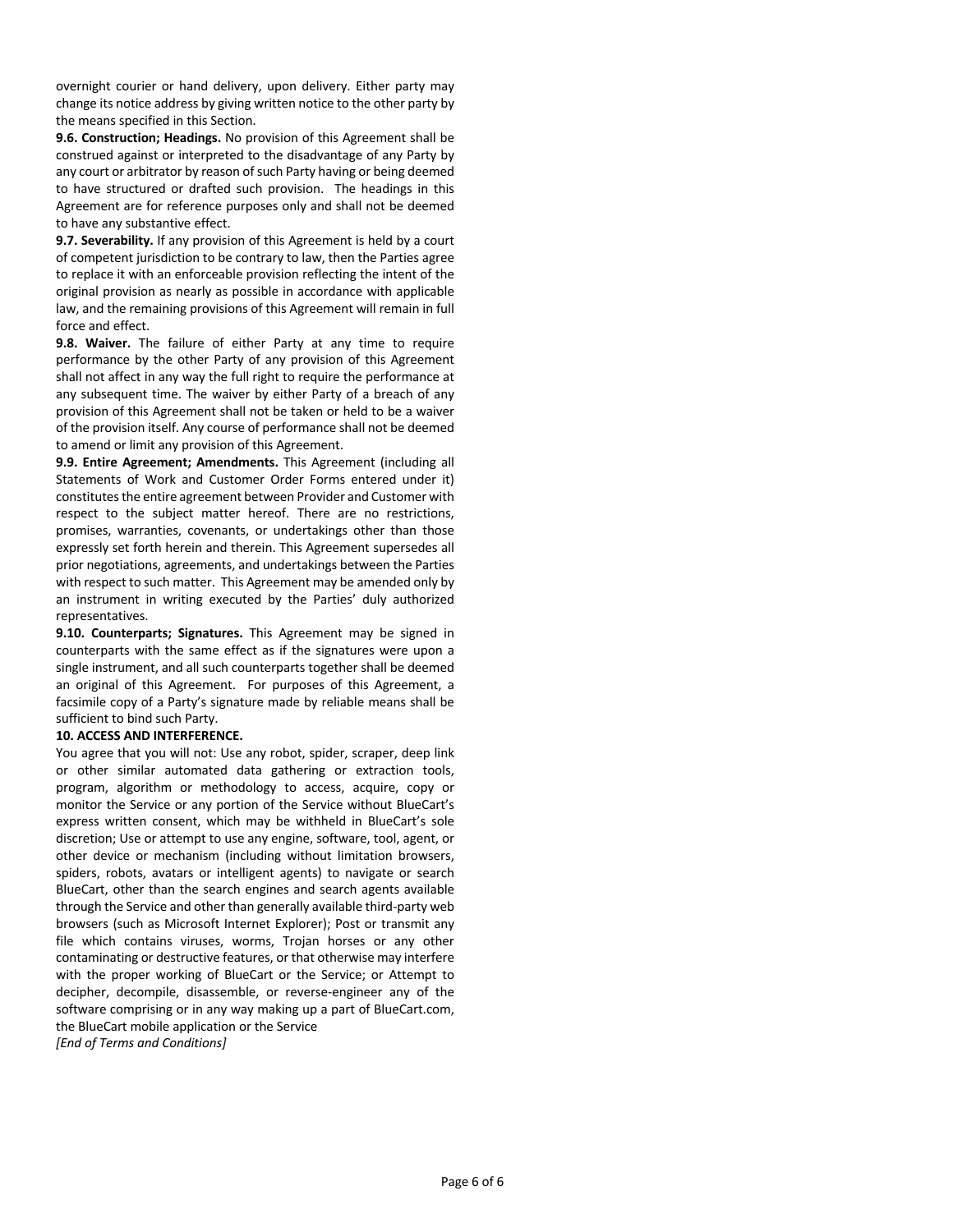overnight courier or hand delivery, upon delivery. Either party may change its notice address by giving written notice to the other party by the means specified in this Section.

**9.6. Construction; Headings.** No provision of this Agreement shall be construed against or interpreted to the disadvantage of any Party by any court or arbitrator by reason of such Party having or being deemed to have structured or drafted such provision. The headings in this Agreement are for reference purposes only and shall not be deemed to have any substantive effect.

**9.7. Severability.** If any provision of this Agreement is held by a court of competent jurisdiction to be contrary to law, then the Parties agree to replace it with an enforceable provision reflecting the intent of the original provision as nearly as possible in accordance with applicable law, and the remaining provisions of this Agreement will remain in full force and effect.

**9.8. Waiver.** The failure of either Party at any time to require performance by the other Party of any provision of this Agreement shall not affect in any way the full right to require the performance at any subsequent time. The waiver by either Party of a breach of any provision of this Agreement shall not be taken or held to be a waiver of the provision itself. Any course of performance shall not be deemed to amend or limit any provision of this Agreement.

**9.9. Entire Agreement; Amendments.** This Agreement (including all Statements of Work and Customer Order Forms entered under it) constitutes the entire agreement between Provider and Customer with respect to the subject matter hereof. There are no restrictions, promises, warranties, covenants, or undertakings other than those expressly set forth herein and therein. This Agreement supersedes all prior negotiations, agreements, and undertakings between the Parties with respect to such matter. This Agreement may be amended only by an instrument in writing executed by the Parties' duly authorized representatives.

**9.10. Counterparts; Signatures.** This Agreement may be signed in counterparts with the same effect as if the signatures were upon a single instrument, and all such counterparts together shall be deemed an original of this Agreement. For purposes of this Agreement, a facsimile copy of a Party's signature made by reliable means shall be sufficient to bind such Party.

**10. ACCESS AND INTERFERENCE.**

You agree that you will not: Use any robot, spider, scraper, deep link or other similar automated data gathering or extraction tools, program, algorithm or methodology to access, acquire, copy or monitor the Service or any portion of the Service without BlueCart's express written consent, which may be withheld in BlueCart's sole discretion; Use or attempt to use any engine, software, tool, agent, or other device or mechanism (including without limitation browsers, spiders, robots, avatars or intelligent agents) to navigate or search BlueCart, other than the search engines and search agents available through the Service and other than generally available third-party web browsers (such as Microsoft Internet Explorer); Post or transmit any file which contains viruses, worms, Trojan horses or any other contaminating or destructive features, or that otherwise may interfere with the proper working of BlueCart or the Service; or Attempt to decipher, decompile, disassemble, or reverse-engineer any of the software comprising or in any way making up a part of BlueCart.com, the BlueCart mobile application or the Service

*[End of Terms and Conditions]*